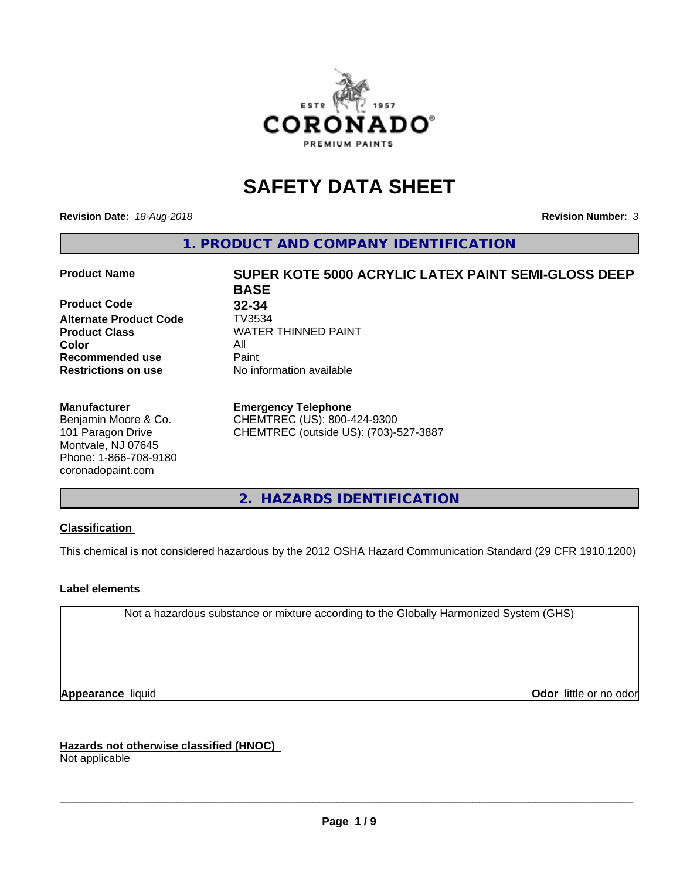# SAFETY DATA SHEET

**Revision Date:** *18-Aug-2018*

**Revision Number:** *3*

## 1. PRODUCT AND COMPANY IDENTIFICATION

| | |
|---|---|
| **Product Name** | **SUPER KOTE 5000 ACRYLIC LATEX PAINT SEMI-GLOSS DEEP BASE** |
| **Product Code** | **32-34** |
| **Alternate Product Code** | TV3534 |
| **Product Class** | WATER THINNED PAINT |
| **Color** | All |
| **Recommended use** | Paint |
| **Restrictions on use** | No information available |

**Manufacturer**
Benjamin Moore & Co.
101 Paragon Drive
Montvale, NJ 07645
Phone: 1-866-708-9180
coronadopaint.com

**Emergency Telephone**
CHEMTREC (US): 800-424-9300
CHEMTREC (outside US): (703)-527-3887

## 2. HAZARDS IDENTIFICATION

**Classification**

This chemical is not considered hazardous by the 2012 OSHA Hazard Communication Standard (29 CFR 1910.1200)

**Label elements**

Not a hazardous substance or mixture according to the Globally Harmonized System (GHS)

**Appearance** liquid

**Odor** little or no odor

**Hazards not otherwise classified (HNOC)**
Not applicable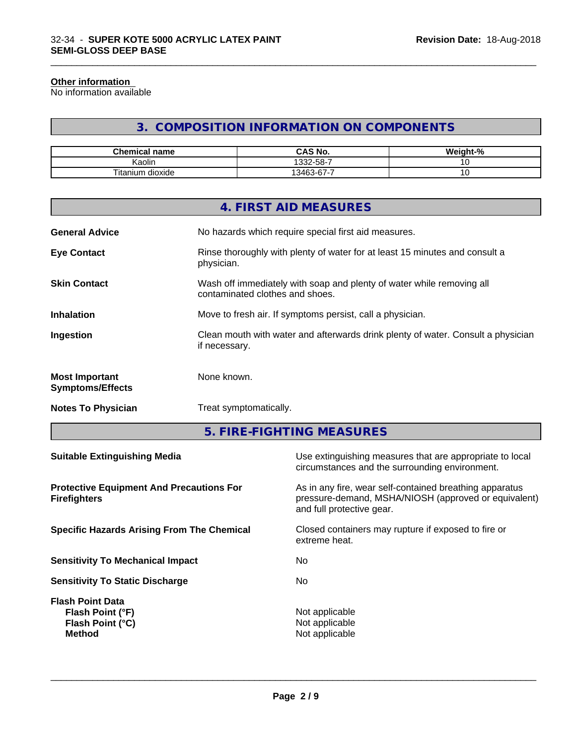#### Other information

No information available

## 3. COMPOSITION INFORMATION ON COMPONENTS

| Chemical name | CAS No. | Weight-% |
| --- | --- | --- |
| Kaolin | 1332-58-7 | 10 |
| Titanium dioxide | 13463-67-7 | 10 |

## 4. FIRST AID MEASURES

**General Advice** No hazards which require special first aid measures.

**Eye Contact** Rinse thoroughly with plenty of water for at least 15 minutes and consult a physician.

**Skin Contact** Wash off immediately with soap and plenty of water while removing all contaminated clothes and shoes.

**Inhalation** Move to fresh air. If symptoms persist, call a physician.

**Ingestion** Clean mouth with water and afterwards drink plenty of water. Consult a physician if necessary.

**Most Important Symptoms/Effects** None known.

**Notes To Physician** Treat symptomatically.

## 5. FIRE-FIGHTING MEASURES

**Suitable Extinguishing Media** Use extinguishing measures that are appropriate to local circumstances and the surrounding environment.

**Protective Equipment And Precautions For Firefighters** As in any fire, wear self-contained breathing apparatus pressure-demand, MSHA/NIOSH (approved or equivalent) and full protective gear.

**Specific Hazards Arising From The Chemical** Closed containers may rupture if exposed to fire or extreme heat.

**Sensitivity To Mechanical Impact** No

**Sensitivity To Static Discharge** No

**Flash Point Data**
**Flash Point (°F)** Not applicable
**Flash Point (°C)** Not applicable
**Method** Not applicable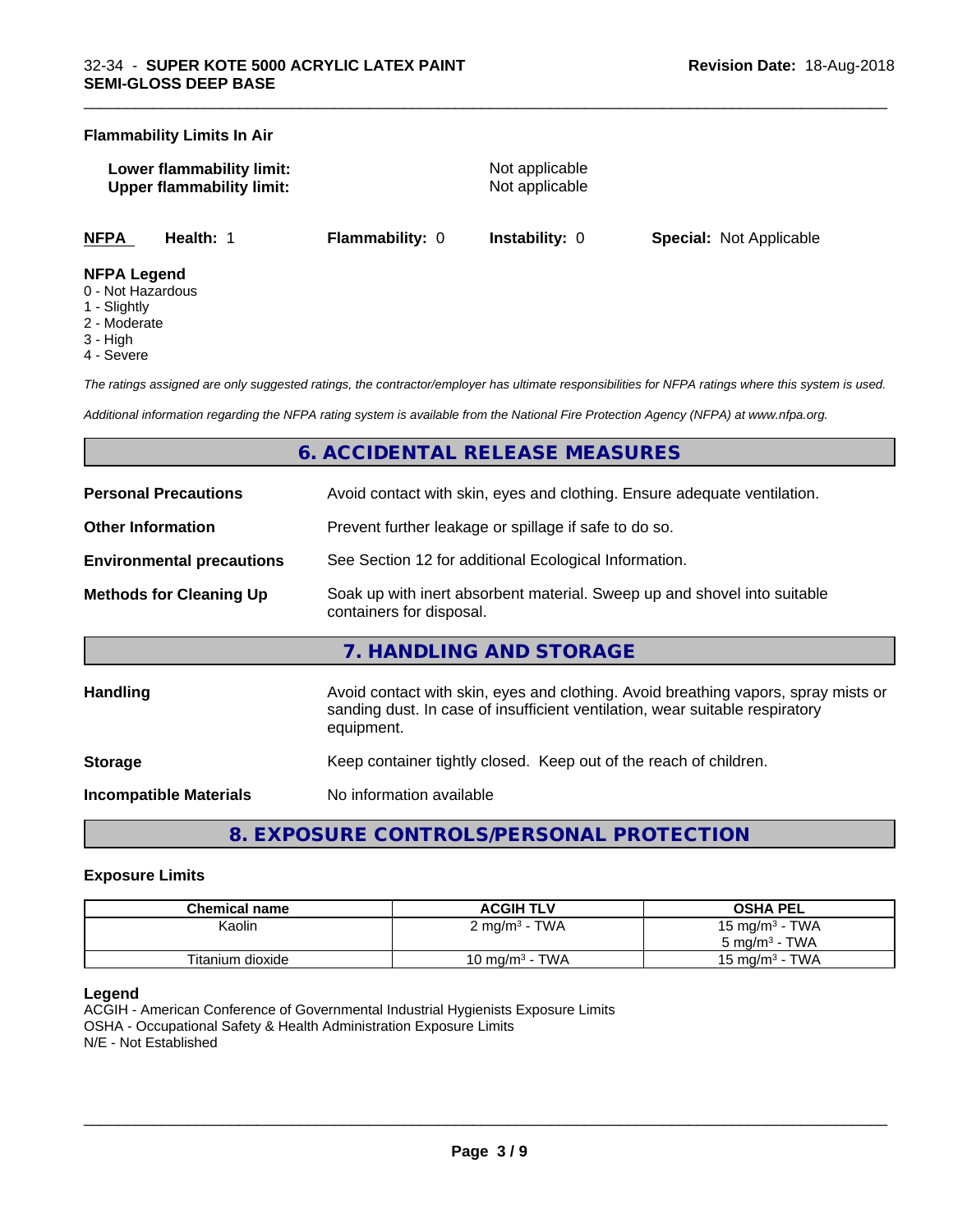**Flammability Limits In Air**

**Lower flammability limit:** Not applicable
**Upper flammability limit:** Not applicable

| **NFPA** | **Health:** 1 | **Flammability:** 0 | **Instability:** 0 | **Special:** Not Applicable |
|---|---|---|---|---|

**NFPA Legend**
0 - Not Hazardous
1 - Slightly
2 - Moderate
3 - High
4 - Severe

*The ratings assigned are only suggested ratings, the contractor/employer has ultimate responsibilities for NFPA ratings where this system is used.*

*Additional information regarding the NFPA rating system is available from the National Fire Protection Agency (NFPA) at www.nfpa.org.*

## 6. ACCIDENTAL RELEASE MEASURES

**Personal Precautions** — Avoid contact with skin, eyes and clothing. Ensure adequate ventilation.

**Other Information** — Prevent further leakage or spillage if safe to do so.

**Environmental precautions** — See Section 12 for additional Ecological Information.

**Methods for Cleaning Up** — Soak up with inert absorbent material. Sweep up and shovel into suitable containers for disposal.

## 7. HANDLING AND STORAGE

**Handling** — Avoid contact with skin, eyes and clothing. Avoid breathing vapors, spray mists or sanding dust. In case of insufficient ventilation, wear suitable respiratory equipment.

**Storage** — Keep container tightly closed. Keep out of the reach of children.

**Incompatible Materials** — No information available

## 8. EXPOSURE CONTROLS/PERSONAL PROTECTION

### Exposure Limits

| Chemical name | ACGIH TLV | OSHA PEL |
|---|---|---|
| Kaolin | 2 mg/m³ - TWA | 15 mg/m³ - TWA<br>5 mg/m³ - TWA |
| Titanium dioxide | 10 mg/m³ - TWA | 15 mg/m³ - TWA |

**Legend**
ACGIH - American Conference of Governmental Industrial Hygienists Exposure Limits
OSHA - Occupational Safety & Health Administration Exposure Limits
N/E - Not Established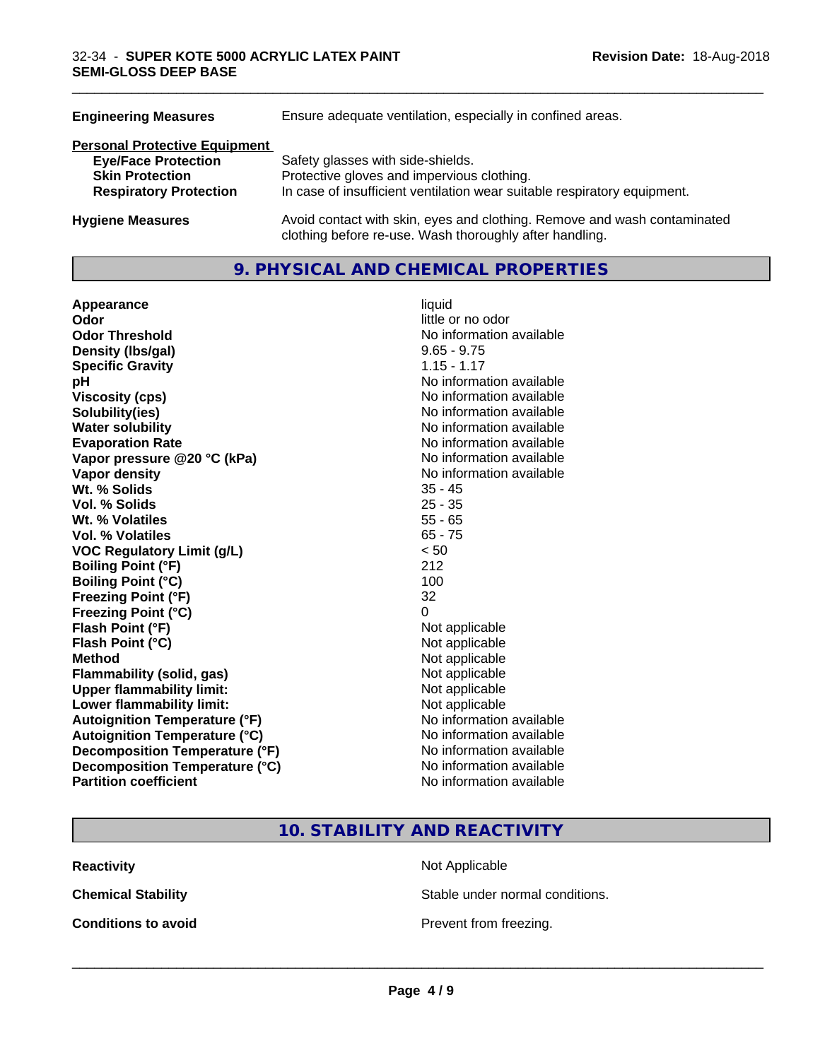| | |
|---|---|
| **Engineering Measures** | Ensure adequate ventilation, especially in confined areas. |

**Personal Protective Equipment**

| | |
|---|---|
| **Eye/Face Protection** | Safety glasses with side-shields. |
| **Skin Protection** | Protective gloves and impervious clothing. |
| **Respiratory Protection** | In case of insufficient ventilation wear suitable respiratory equipment. |

| | |
|---|---|
| **Hygiene Measures** | Avoid contact with skin, eyes and clothing. Remove and wash contaminated clothing before re-use. Wash thoroughly after handling. |

## 9. PHYSICAL AND CHEMICAL PROPERTIES

| | |
|---|---|
| **Appearance** | liquid |
| **Odor** | little or no odor |
| **Odor Threshold** | No information available |
| **Density (lbs/gal)** | 9.65 - 9.75 |
| **Specific Gravity** | 1.15 - 1.17 |
| **pH** | No information available |
| **Viscosity (cps)** | No information available |
| **Solubility(ies)** | No information available |
| **Water solubility** | No information available |
| **Evaporation Rate** | No information available |
| **Vapor pressure @20 °C (kPa)** | No information available |
| **Vapor density** | No information available |
| **Wt. % Solids** | 35 - 45 |
| **Vol. % Solids** | 25 - 35 |
| **Wt. % Volatiles** | 55 - 65 |
| **Vol. % Volatiles** | 65 - 75 |
| **VOC Regulatory Limit (g/L)** | < 50 |
| **Boiling Point (°F)** | 212 |
| **Boiling Point (°C)** | 100 |
| **Freezing Point (°F)** | 32 |
| **Freezing Point (°C)** | 0 |
| **Flash Point (°F)** | Not applicable |
| **Flash Point (°C)** | Not applicable |
| **Method** | Not applicable |
| **Flammability (solid, gas)** | Not applicable |
| **Upper flammability limit:** | Not applicable |
| **Lower flammability limit:** | Not applicable |
| **Autoignition Temperature (°F)** | No information available |
| **Autoignition Temperature (°C)** | No information available |
| **Decomposition Temperature (°F)** | No information available |
| **Decomposition Temperature (°C)** | No information available |
| **Partition coefficient** | No information available |

## 10. STABILITY AND REACTIVITY

| | |
|---|---|
| **Reactivity** | Not Applicable |
| **Chemical Stability** | Stable under normal conditions. |
| **Conditions to avoid** | Prevent from freezing. |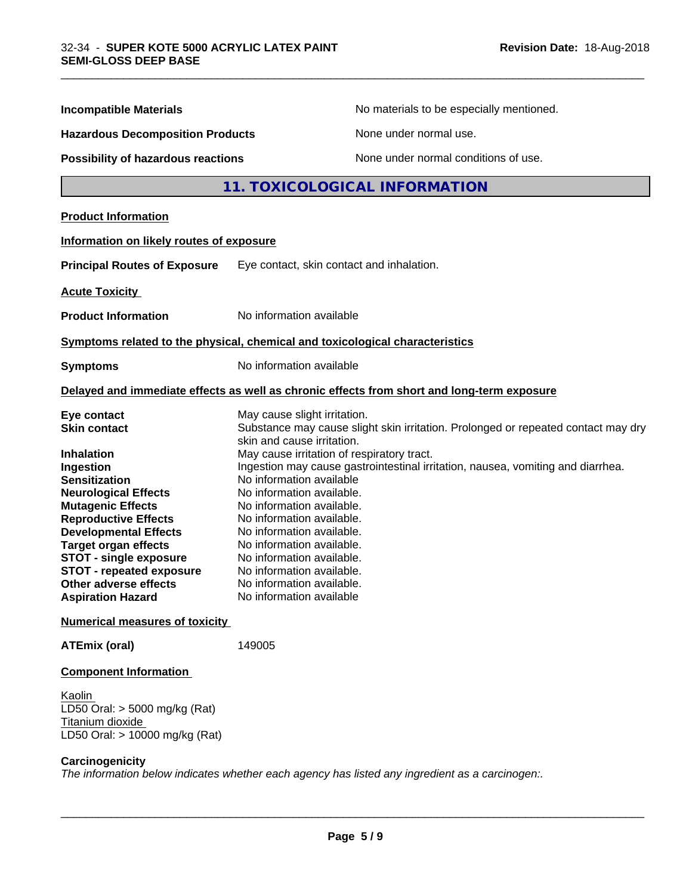| | |
|---|---|
| **Incompatible Materials** | No materials to be especially mentioned. |
| **Hazardous Decomposition Products** | None under normal use. |
| **Possibility of hazardous reactions** | None under normal conditions of use. |

## 11. TOXICOLOGICAL INFORMATION

**Product Information**

**Information on likely routes of exposure**

**Principal Routes of Exposure** Eye contact, skin contact and inhalation.

**Acute Toxicity**

**Product Information** No information available

**Symptoms related to the physical, chemical and toxicological characteristics**

**Symptoms** No information available

**Delayed and immediate effects as well as chronic effects from short and long-term exposure**

| | |
|---|---|
| **Eye contact** | May cause slight irritation. |
| **Skin contact** | Substance may cause slight skin irritation. Prolonged or repeated contact may dry skin and cause irritation. |
| **Inhalation** | May cause irritation of respiratory tract. |
| **Ingestion** | Ingestion may cause gastrointestinal irritation, nausea, vomiting and diarrhea. |
| **Sensitization** | No information available |
| **Neurological Effects** | No information available. |
| **Mutagenic Effects** | No information available. |
| **Reproductive Effects** | No information available. |
| **Developmental Effects** | No information available. |
| **Target organ effects** | No information available. |
| **STOT - single exposure** | No information available. |
| **STOT - repeated exposure** | No information available. |
| **Other adverse effects** | No information available. |
| **Aspiration Hazard** | No information available |

**Numerical measures of toxicity**

**ATEmix (oral)** 149005

**Component Information**

Kaolin
LD50 Oral: > 5000 mg/kg (Rat)
Titanium dioxide
LD50 Oral: > 10000 mg/kg (Rat)

**Carcinogenicity**
*The information below indicates whether each agency has listed any ingredient as a carcinogen:.*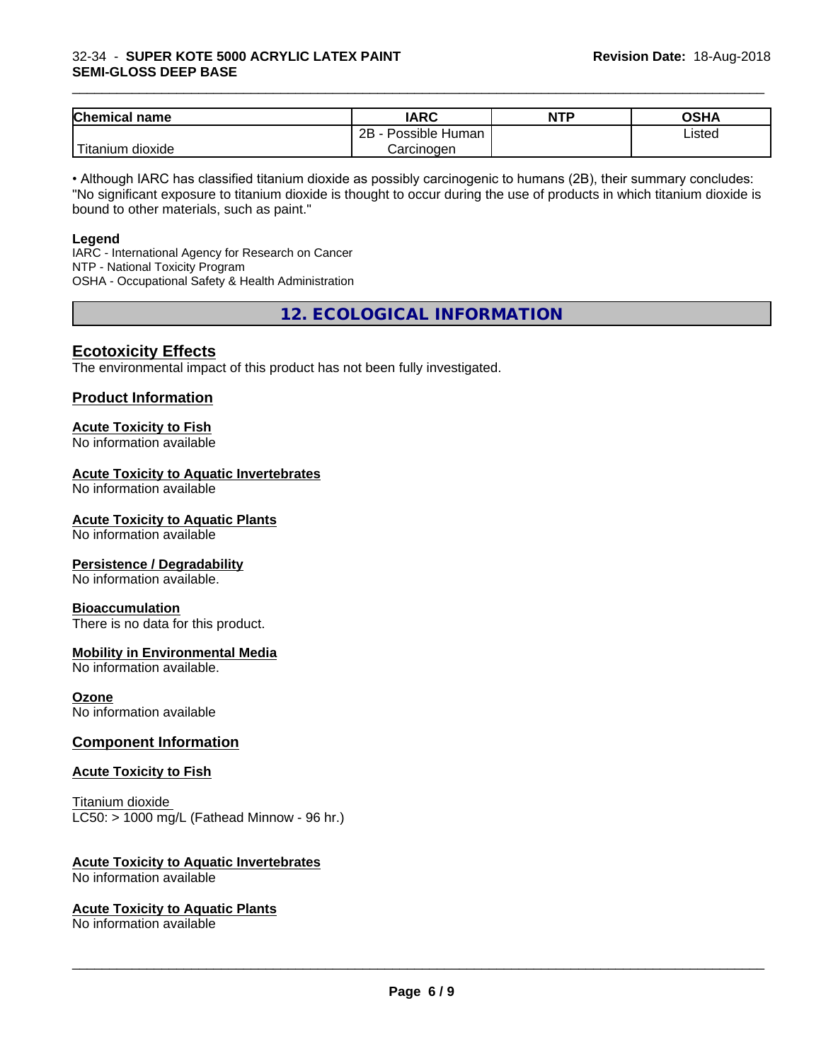| Chemical name | IARC | NTP | OSHA |
| --- | --- | --- | --- |
| Titanium dioxide | 2B - Possible Human Carcinogen | | Listed |

• Although IARC has classified titanium dioxide as possibly carcinogenic to humans (2B), their summary concludes: "No significant exposure to titanium dioxide is thought to occur during the use of products in which titanium dioxide is bound to other materials, such as paint."

**Legend**
IARC - International Agency for Research on Cancer
NTP - National Toxicity Program
OSHA - Occupational Safety & Health Administration

## 12. ECOLOGICAL INFORMATION

### Ecotoxicity Effects

The environmental impact of this product has not been fully investigated.

### Product Information

**Acute Toxicity to Fish**
No information available

**Acute Toxicity to Aquatic Invertebrates**
No information available

**Acute Toxicity to Aquatic Plants**
No information available

**Persistence / Degradability**
No information available.

**Bioaccumulation**
There is no data for this product.

**Mobility in Environmental Media**
No information available.

**Ozone**
No information available

### Component Information

**Acute Toxicity to Fish**

Titanium dioxide
LC50: > 1000 mg/L (Fathead Minnow - 96 hr.)

**Acute Toxicity to Aquatic Invertebrates**
No information available

**Acute Toxicity to Aquatic Plants**
No information available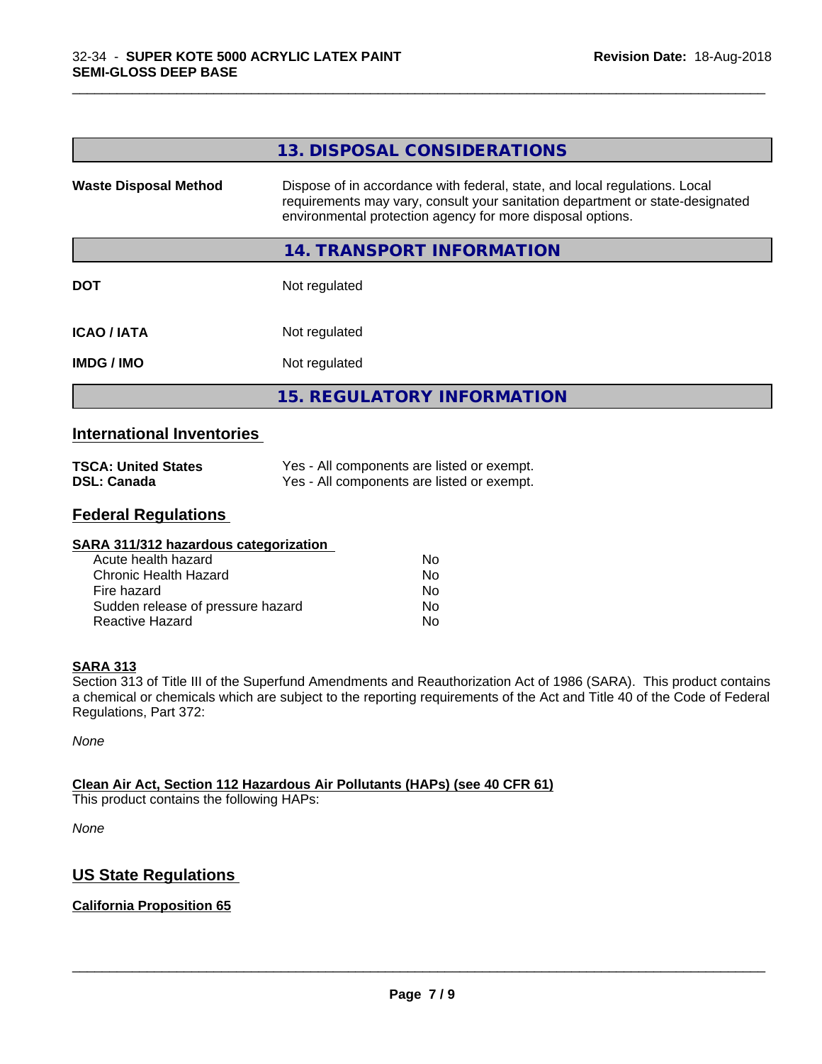## 13. DISPOSAL CONSIDERATIONS

| | |
|---|---|
| **Waste Disposal Method** | Dispose of in accordance with federal, state, and local regulations. Local requirements may vary, consult your sanitation department or state-designated environmental protection agency for more disposal options. |

## 14. TRANSPORT INFORMATION

| | |
|---|---|
| **DOT** | Not regulated |
| **ICAO / IATA** | Not regulated |
| **IMDG / IMO** | Not regulated |

## 15. REGULATORY INFORMATION

### International Inventories

| | |
|---|---|
| **TSCA: United States** | Yes - All components are listed or exempt. |
| **DSL: Canada** | Yes - All components are listed or exempt. |

### Federal Regulations

**SARA 311/312 hazardous categorization**

| | |
|---|---|
| Acute health hazard | No |
| Chronic Health Hazard | No |
| Fire hazard | No |
| Sudden release of pressure hazard | No |
| Reactive Hazard | No |

**SARA 313**

Section 313 of Title III of the Superfund Amendments and Reauthorization Act of 1986 (SARA). This product contains a chemical or chemicals which are subject to the reporting requirements of the Act and Title 40 of the Code of Federal Regulations, Part 372:

*None*

**Clean Air Act, Section 112 Hazardous Air Pollutants (HAPs) (see 40 CFR 61)**

This product contains the following HAPs:

*None*

### US State Regulations

**California Proposition 65**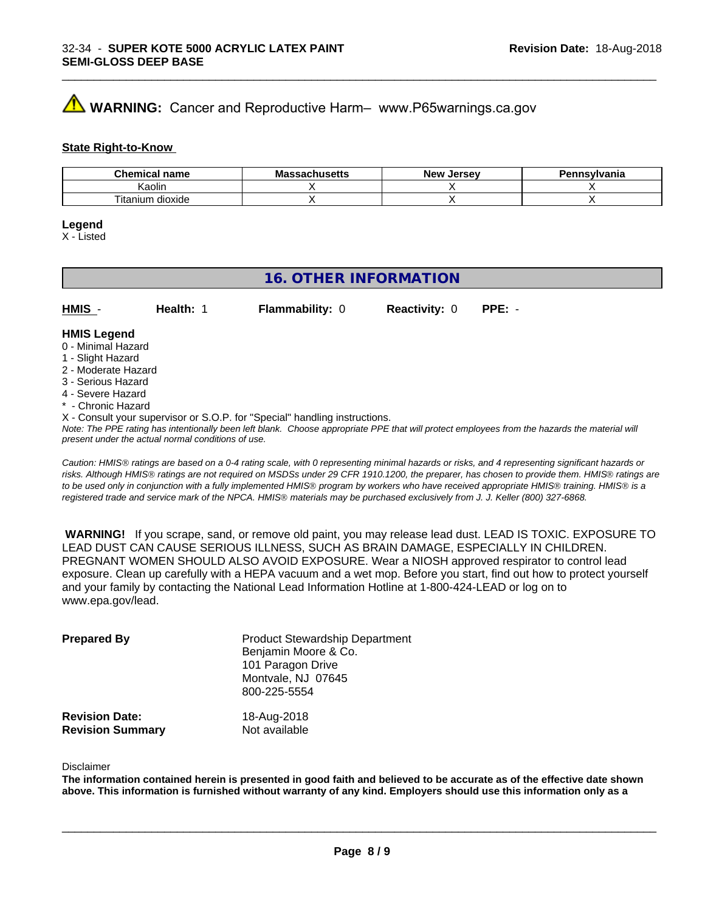**WARNING:** Cancer and Reproductive Harm– www.P65warnings.ca.gov

**State Right-to-Know**

| Chemical name | Massachusetts | New Jersey | Pennsylvania |
|---|---|---|---|
| Kaolin | X | X | X |
| Titanium dioxide | X | X | X |

**Legend**
X - Listed

## 16. OTHER INFORMATION

**HMIS** - **Health:** 1 **Flammability:** 0 **Reactivity:** 0 **PPE:** -

**HMIS Legend**
0 - Minimal Hazard
1 - Slight Hazard
2 - Moderate Hazard
3 - Serious Hazard
4 - Severe Hazard
* - Chronic Hazard
X - Consult your supervisor or S.O.P. for "Special" handling instructions.
*Note: The PPE rating has intentionally been left blank. Choose appropriate PPE that will protect employees from the hazards the material will present under the actual normal conditions of use.*

*Caution: HMIS® ratings are based on a 0-4 rating scale, with 0 representing minimal hazards or risks, and 4 representing significant hazards or risks. Although HMIS® ratings are not required on MSDSs under 29 CFR 1910.1200, the preparer, has chosen to provide them. HMIS® ratings are to be used only in conjunction with a fully implemented HMIS® program by workers who have received appropriate HMIS® training. HMIS® is a registered trade and service mark of the NPCA. HMIS® materials may be purchased exclusively from J. J. Keller (800) 327-6868.*

**WARNING!** If you scrape, sand, or remove old paint, you may release lead dust. LEAD IS TOXIC. EXPOSURE TO LEAD DUST CAN CAUSE SERIOUS ILLNESS, SUCH AS BRAIN DAMAGE, ESPECIALLY IN CHILDREN. PREGNANT WOMEN SHOULD ALSO AVOID EXPOSURE. Wear a NIOSH approved respirator to control lead exposure. Clean up carefully with a HEPA vacuum and a wet mop. Before you start, find out how to protect yourself and your family by contacting the National Lead Information Hotline at 1-800-424-LEAD or log on to www.epa.gov/lead.

**Prepared By**
Product Stewardship Department
Benjamin Moore & Co.
101 Paragon Drive
Montvale, NJ 07645
800-225-5554

**Revision Date:** 18-Aug-2018
**Revision Summary** Not available

Disclaimer

**The information contained herein is presented in good faith and believed to be accurate as of the effective date shown above. This information is furnished without warranty of any kind. Employers should use this information only as a**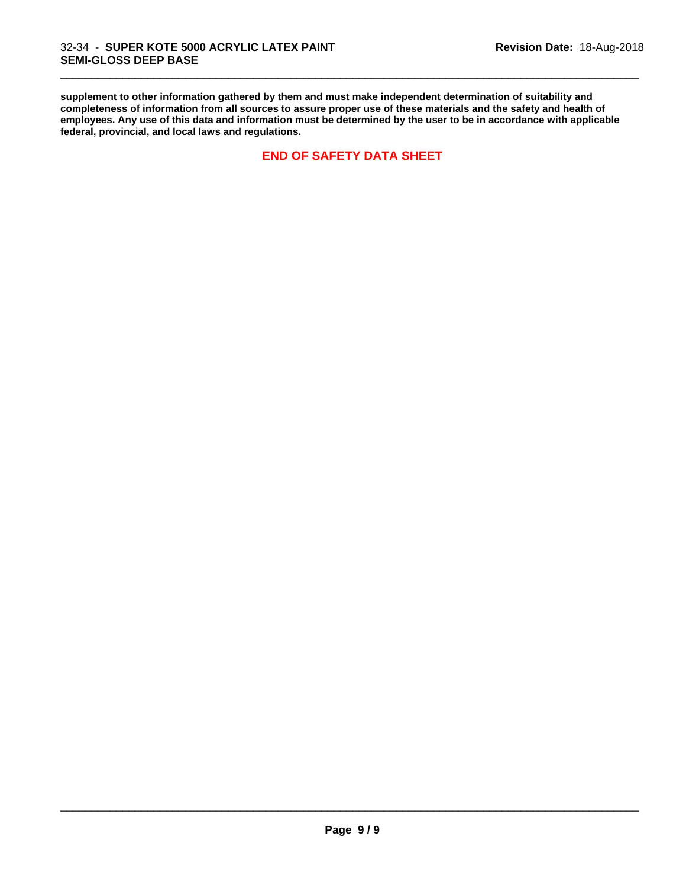**supplement to other information gathered by them and must make independent determination of suitability and completeness of information from all sources to assure proper use of these materials and the safety and health of employees. Any use of this data and information must be determined by the user to be in accordance with applicable federal, provincial, and local laws and regulations.**

**END OF SAFETY DATA SHEET**